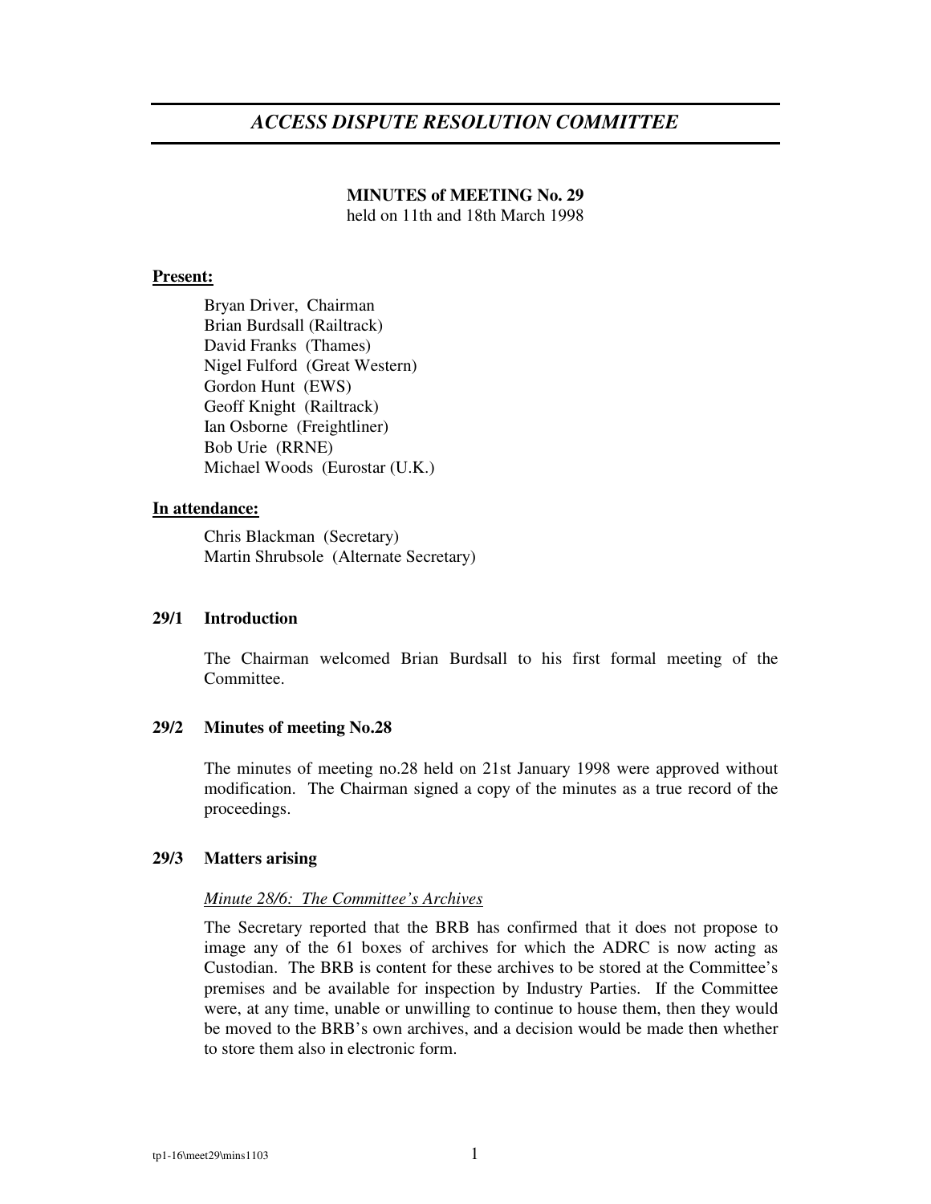# *ACCESS DISPUTE RESOLUTION COMMITTEE*

**MINUTES of MEETING No. 29**
held on 11th and 18th March 1998

**Present:**

Bryan Driver, Chairman
Brian Burdsall (Railtrack)
David Franks (Thames)
Nigel Fulford (Great Western)
Gordon Hunt (EWS)
Geoff Knight (Railtrack)
Ian Osborne (Freightliner)
Bob Urie (RRNE)
Michael Woods (Eurostar (U.K.)

**In attendance:**

Chris Blackman (Secretary)
Martin Shrubsole (Alternate Secretary)

## 29/1 Introduction

The Chairman welcomed Brian Burdsall to his first formal meeting of the Committee.

## 29/2 Minutes of meeting No.28

The minutes of meeting no.28 held on 21st January 1998 were approved without modification. The Chairman signed a copy of the minutes as a true record of the proceedings.

## 29/3 Matters arising

*Minute 28/6: The Committee's Archives*

The Secretary reported that the BRB has confirmed that it does not propose to image any of the 61 boxes of archives for which the ADRC is now acting as Custodian. The BRB is content for these archives to be stored at the Committee's premises and be available for inspection by Industry Parties. If the Committee were, at any time, unable or unwilling to continue to house them, then they would be moved to the BRB's own archives, and a decision would be made then whether to store them also in electronic form.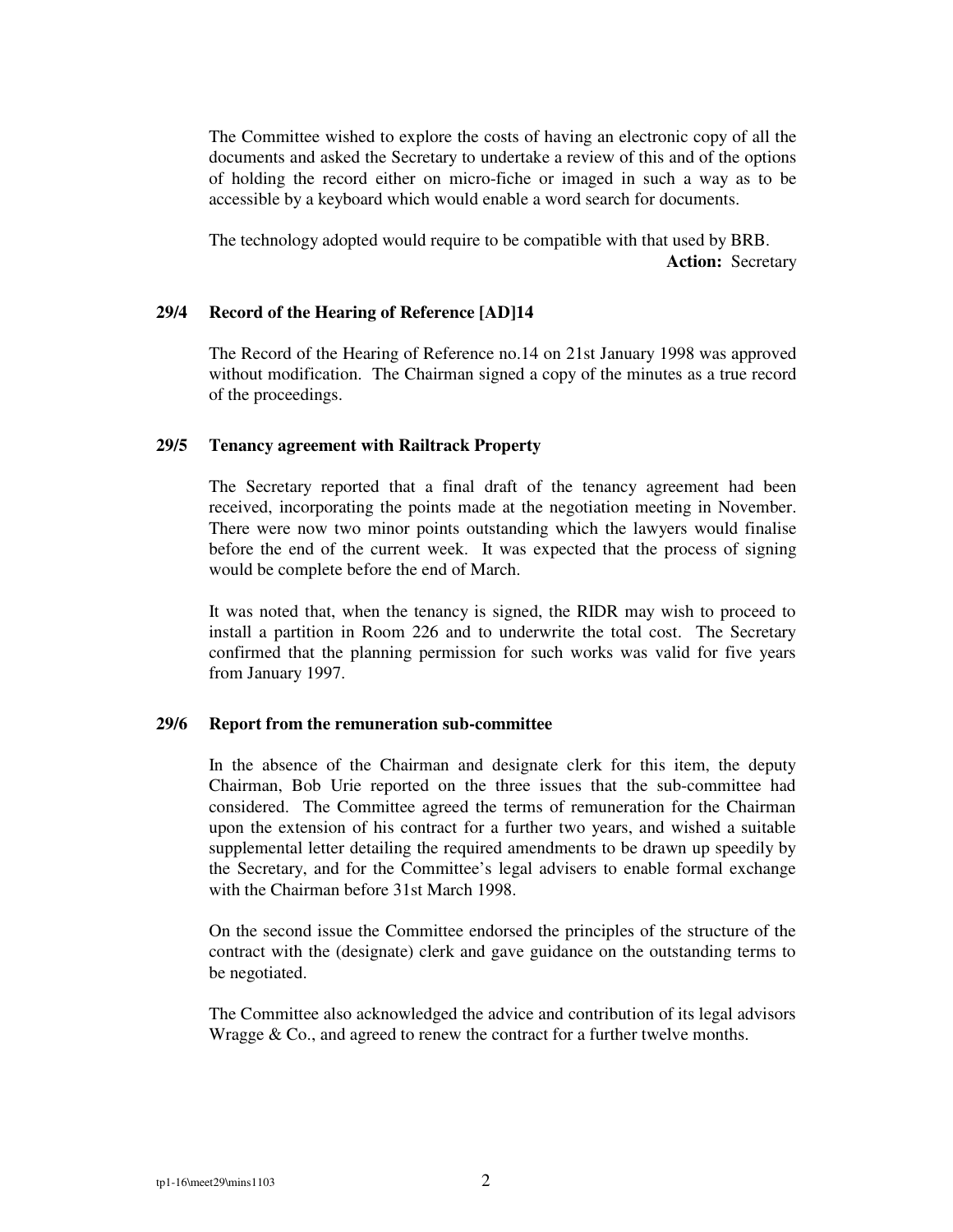The Committee wished to explore the costs of having an electronic copy of all the documents and asked the Secretary to undertake a review of this and of the options of holding the record either on micro-fiche or imaged in such a way as to be accessible by a keyboard which would enable a word search for documents.

The technology adopted would require to be compatible with that used by BRB.

**Action:** Secretary

### 29/4 Record of the Hearing of Reference [AD]14

The Record of the Hearing of Reference no.14 on 21st January 1998 was approved without modification. The Chairman signed a copy of the minutes as a true record of the proceedings.

### 29/5 Tenancy agreement with Railtrack Property

The Secretary reported that a final draft of the tenancy agreement had been received, incorporating the points made at the negotiation meeting in November. There were now two minor points outstanding which the lawyers would finalise before the end of the current week. It was expected that the process of signing would be complete before the end of March.

It was noted that, when the tenancy is signed, the RIDR may wish to proceed to install a partition in Room 226 and to underwrite the total cost. The Secretary confirmed that the planning permission for such works was valid for five years from January 1997.

### 29/6 Report from the remuneration sub-committee

In the absence of the Chairman and designate clerk for this item, the deputy Chairman, Bob Urie reported on the three issues that the sub-committee had considered. The Committee agreed the terms of remuneration for the Chairman upon the extension of his contract for a further two years, and wished a suitable supplemental letter detailing the required amendments to be drawn up speedily by the Secretary, and for the Committee's legal advisers to enable formal exchange with the Chairman before 31st March 1998.

On the second issue the Committee endorsed the principles of the structure of the contract with the (designate) clerk and gave guidance on the outstanding terms to be negotiated.

The Committee also acknowledged the advice and contribution of its legal advisors Wragge & Co., and agreed to renew the contract for a further twelve months.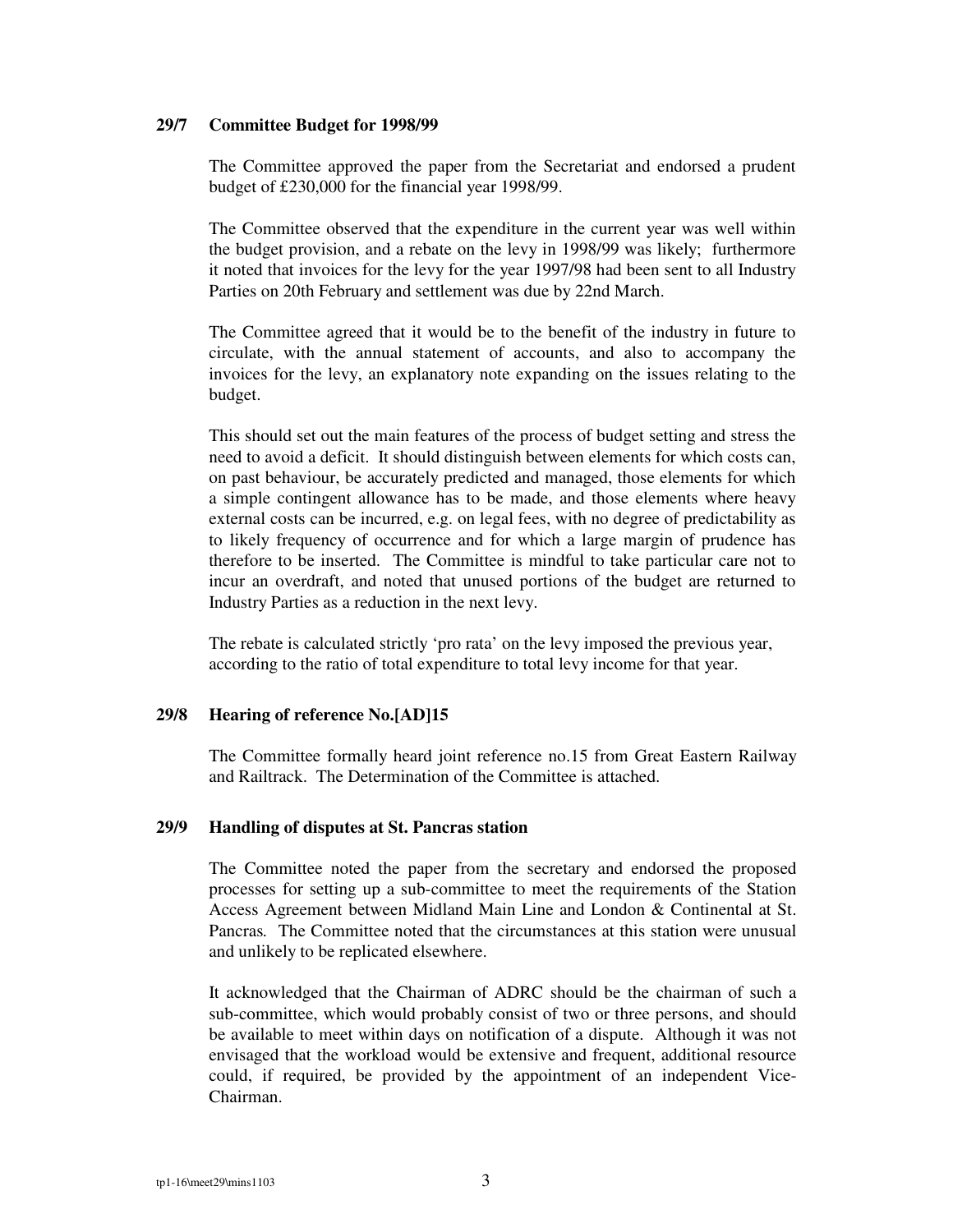**29/7 Committee Budget for 1998/99**

The Committee approved the paper from the Secretariat and endorsed a prudent budget of £230,000 for the financial year 1998/99.

The Committee observed that the expenditure in the current year was well within the budget provision, and a rebate on the levy in 1998/99 was likely; furthermore it noted that invoices for the levy for the year 1997/98 had been sent to all Industry Parties on 20th February and settlement was due by 22nd March.

The Committee agreed that it would be to the benefit of the industry in future to circulate, with the annual statement of accounts, and also to accompany the invoices for the levy, an explanatory note expanding on the issues relating to the budget.

This should set out the main features of the process of budget setting and stress the need to avoid a deficit. It should distinguish between elements for which costs can, on past behaviour, be accurately predicted and managed, those elements for which a simple contingent allowance has to be made, and those elements where heavy external costs can be incurred, e.g. on legal fees, with no degree of predictability as to likely frequency of occurrence and for which a large margin of prudence has therefore to be inserted. The Committee is mindful to take particular care not to incur an overdraft, and noted that unused portions of the budget are returned to Industry Parties as a reduction in the next levy.

The rebate is calculated strictly 'pro rata' on the levy imposed the previous year, according to the ratio of total expenditure to total levy income for that year.

**29/8 Hearing of reference No.[AD]15**

The Committee formally heard joint reference no.15 from Great Eastern Railway and Railtrack. The Determination of the Committee is attached.

**29/9 Handling of disputes at St. Pancras station**

The Committee noted the paper from the secretary and endorsed the proposed processes for setting up a sub-committee to meet the requirements of the Station Access Agreement between Midland Main Line and London & Continental at St. Pancras. The Committee noted that the circumstances at this station were unusual and unlikely to be replicated elsewhere.

It acknowledged that the Chairman of ADRC should be the chairman of such a sub-committee, which would probably consist of two or three persons, and should be available to meet within days on notification of a dispute. Although it was not envisaged that the workload would be extensive and frequent, additional resource could, if required, be provided by the appointment of an independent Vice-Chairman.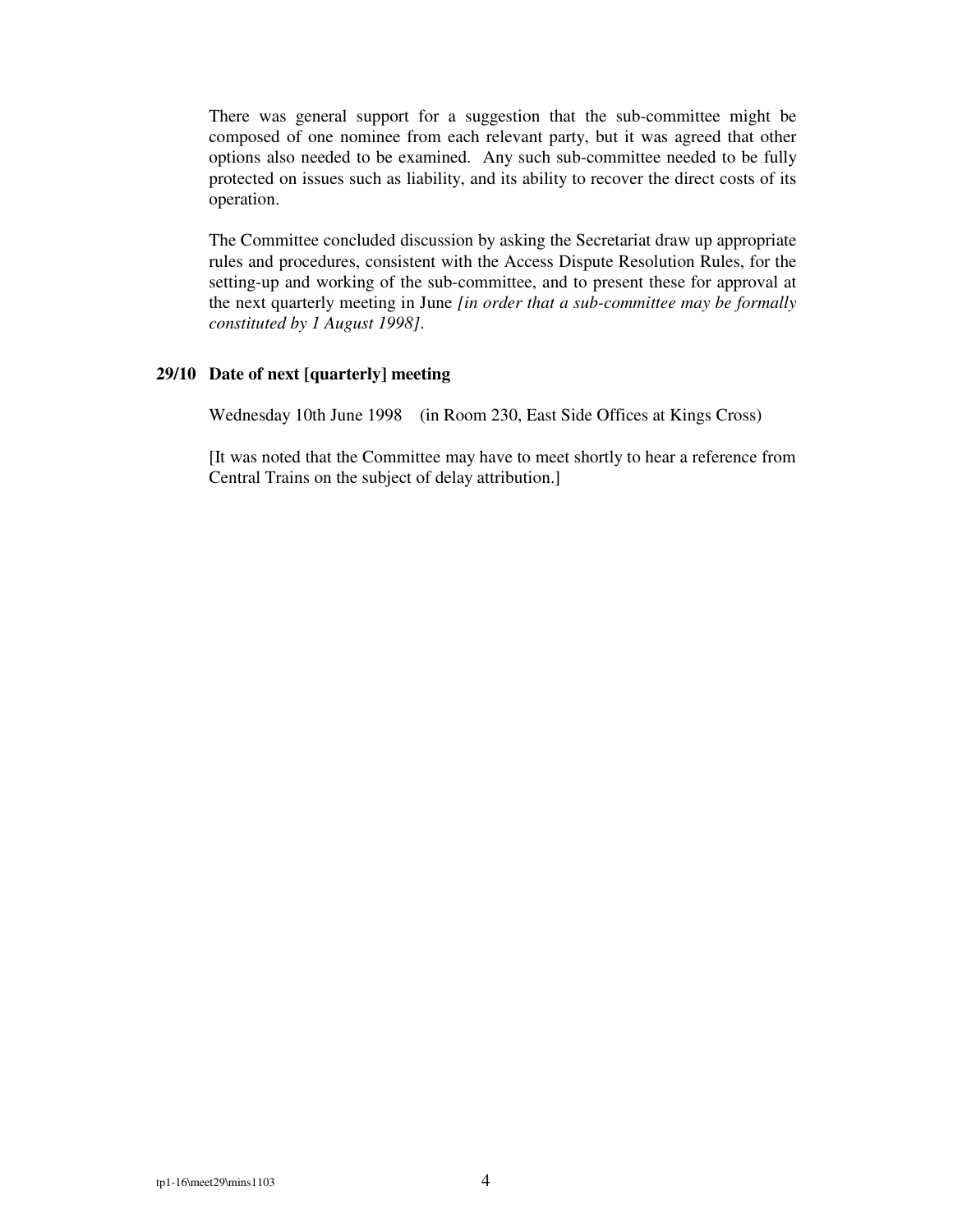There was general support for a suggestion that the sub-committee might be composed of one nominee from each relevant party, but it was agreed that other options also needed to be examined. Any such sub-committee needed to be fully protected on issues such as liability, and its ability to recover the direct costs of its operation.

The Committee concluded discussion by asking the Secretariat draw up appropriate rules and procedures, consistent with the Access Dispute Resolution Rules, for the setting-up and working of the sub-committee, and to present these for approval at the next quarterly meeting in June *[in order that a sub-committee may be formally constituted by 1 August 1998]*.

**29/10 Date of next [quarterly] meeting**

Wednesday 10th June 1998 (in Room 230, East Side Offices at Kings Cross)

[It was noted that the Committee may have to meet shortly to hear a reference from Central Trains on the subject of delay attribution.]

tp1-16\meet29\mins1103